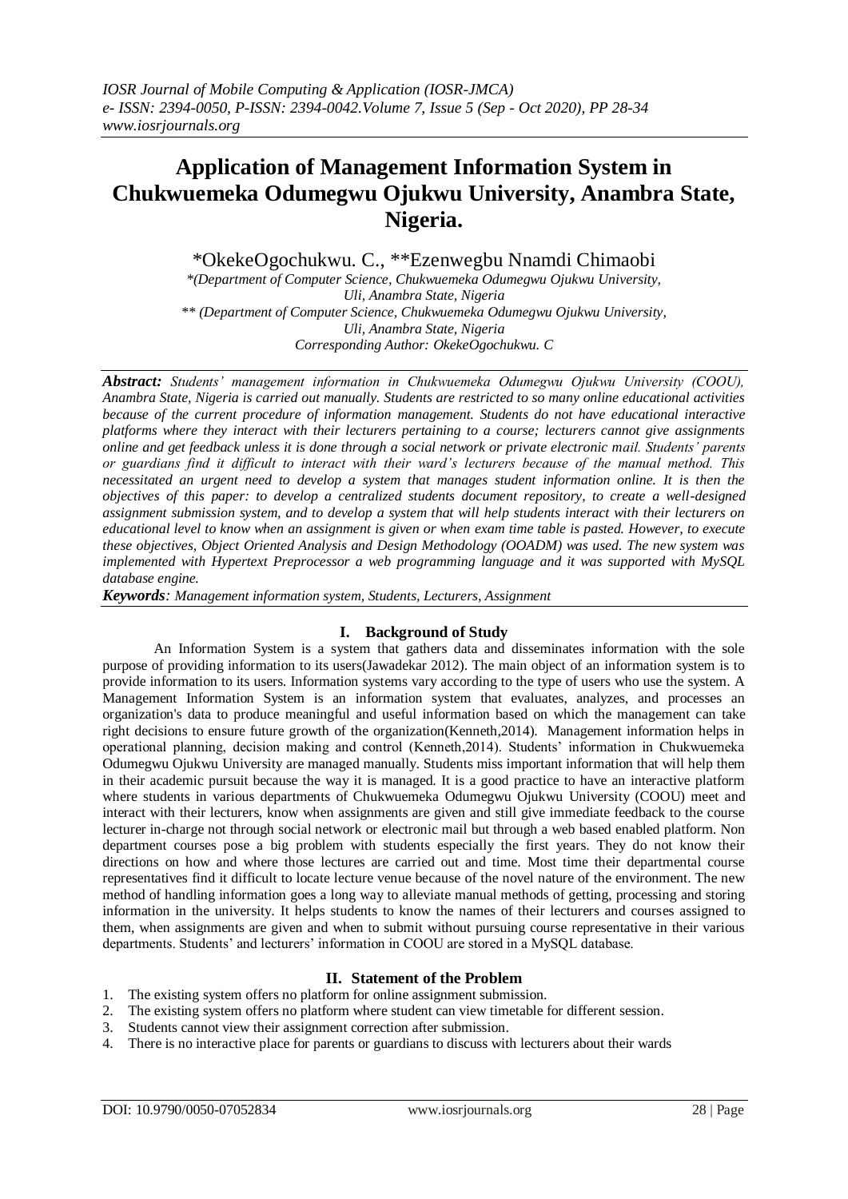# Application of Management Information System in Chukwuemeka Odumegwu Ojukwu University, Anambra State, Nigeria.

\*OkekeOgochukwu. C., \*\*Ezenwegbu Nnamdi Chimaobi

*\*(Department of Computer Science, Chukwuemeka Odumegwu Ojukwu University, Uli, Anambra State, Nigeria*

*\*\* (Department of Computer Science, Chukwuemeka Odumegwu Ojukwu University, Uli, Anambra State, Nigeria*

*Corresponding Author: OkekeOgochukwu. C*

***Abstract:*** *Students' management information in Chukwuemeka Odumegwu Ojukwu University (COOU), Anambra State, Nigeria is carried out manually. Students are restricted to so many online educational activities because of the current procedure of information management. Students do not have educational interactive platforms where they interact with their lecturers pertaining to a course; lecturers cannot give assignments online and get feedback unless it is done through a social network or private electronic mail. Students' parents or guardians find it difficult to interact with their ward's lecturers because of the manual method. This necessitated an urgent need to develop a system that manages student information online. It is then the objectives of this paper: to develop a centralized students document repository, to create a well-designed assignment submission system, and to develop a system that will help students interact with their lecturers on educational level to know when an assignment is given or when exam time table is pasted. However, to execute these objectives, Object Oriented Analysis and Design Methodology (OOADM) was used. The new system was implemented with Hypertext Preprocessor a web programming language and it was supported with MySQL database engine.*

***Keywords****: Management information system, Students, Lecturers, Assignment*

## I. Background of Study

An Information System is a system that gathers data and disseminates information with the sole purpose of providing information to its users(Jawadekar 2012). The main object of an information system is to provide information to its users. Information systems vary according to the type of users who use the system. A Management Information System is an information system that evaluates, analyzes, and processes an organization's data to produce meaningful and useful information based on which the management can take right decisions to ensure future growth of the organization(Kenneth,2014). Management information helps in operational planning, decision making and control (Kenneth,2014). Students' information in Chukwuemeka Odumegwu Ojukwu University are managed manually. Students miss important information that will help them in their academic pursuit because the way it is managed. It is a good practice to have an interactive platform where students in various departments of Chukwuemeka Odumegwu Ojukwu University (COOU) meet and interact with their lecturers, know when assignments are given and still give immediate feedback to the course lecturer in-charge not through social network or electronic mail but through a web based enabled platform. Non department courses pose a big problem with students especially the first years. They do not know their directions on how and where those lectures are carried out and time. Most time their departmental course representatives find it difficult to locate lecture venue because of the novel nature of the environment. The new method of handling information goes a long way to alleviate manual methods of getting, processing and storing information in the university. It helps students to know the names of their lecturers and courses assigned to them, when assignments are given and when to submit without pursuing course representative in their various departments. Students' and lecturers' information in COOU are stored in a MySQL database.

## II. Statement of the Problem

1. The existing system offers no platform for online assignment submission.
2. The existing system offers no platform where student can view timetable for different session.
3. Students cannot view their assignment correction after submission.
4. There is no interactive place for parents or guardians to discuss with lecturers about their wards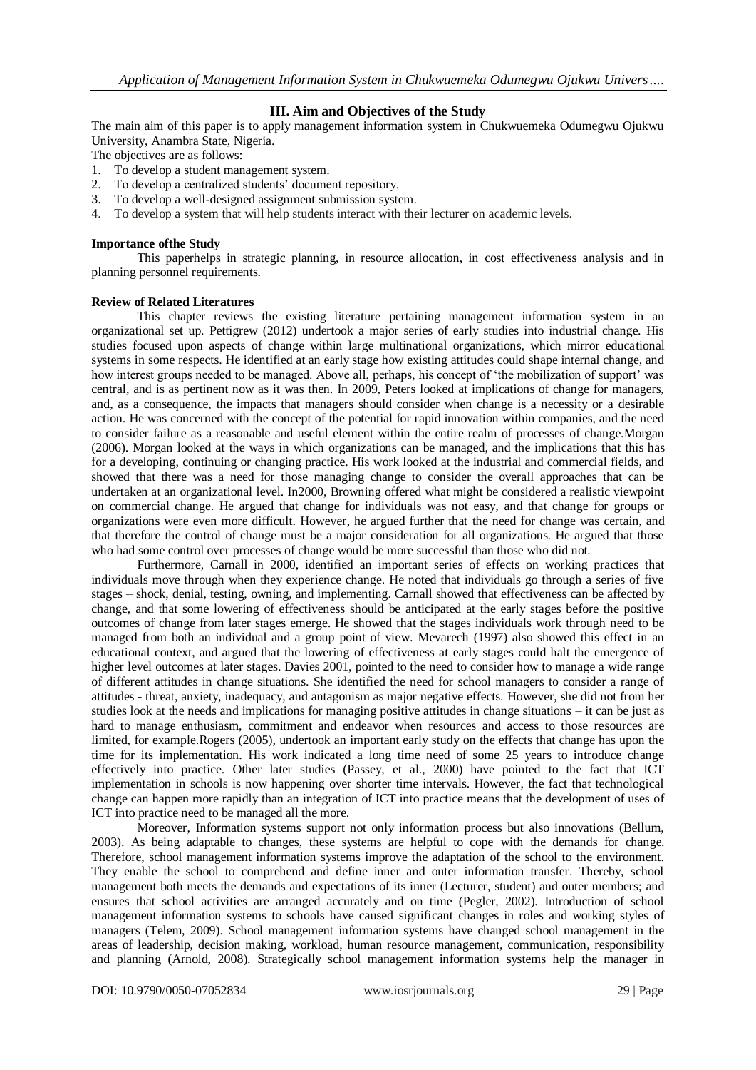## III. Aim and Objectives of the Study

The main aim of this paper is to apply management information system in Chukwuemeka Odumegwu Ojukwu University, Anambra State, Nigeria.

The objectives are as follows:

1. To develop a student management system.
2. To develop a centralized students' document repository.
3. To develop a well-designed assignment submission system.
4. To develop a system that will help students interact with their lecturer on academic levels.

### Importance ofthe Study

This paperhelps in strategic planning, in resource allocation, in cost effectiveness analysis and in planning personnel requirements.

### Review of Related Literatures

This chapter reviews the existing literature pertaining management information system in an organizational set up. Pettigrew (2012) undertook a major series of early studies into industrial change. His studies focused upon aspects of change within large multinational organizations, which mirror educational systems in some respects. He identified at an early stage how existing attitudes could shape internal change, and how interest groups needed to be managed. Above all, perhaps, his concept of 'the mobilization of support' was central, and is as pertinent now as it was then. In 2009, Peters looked at implications of change for managers, and, as a consequence, the impacts that managers should consider when change is a necessity or a desirable action. He was concerned with the concept of the potential for rapid innovation within companies, and the need to consider failure as a reasonable and useful element within the entire realm of processes of change.Morgan (2006). Morgan looked at the ways in which organizations can be managed, and the implications that this has for a developing, continuing or changing practice. His work looked at the industrial and commercial fields, and showed that there was a need for those managing change to consider the overall approaches that can be undertaken at an organizational level. In2000, Browning offered what might be considered a realistic viewpoint on commercial change. He argued that change for individuals was not easy, and that change for groups or organizations were even more difficult. However, he argued further that the need for change was certain, and that therefore the control of change must be a major consideration for all organizations. He argued that those who had some control over processes of change would be more successful than those who did not.

Furthermore, Carnall in 2000, identified an important series of effects on working practices that individuals move through when they experience change. He noted that individuals go through a series of five stages – shock, denial, testing, owning, and implementing. Carnall showed that effectiveness can be affected by change, and that some lowering of effectiveness should be anticipated at the early stages before the positive outcomes of change from later stages emerge. He showed that the stages individuals work through need to be managed from both an individual and a group point of view. Mevarech (1997) also showed this effect in an educational context, and argued that the lowering of effectiveness at early stages could halt the emergence of higher level outcomes at later stages. Davies 2001, pointed to the need to consider how to manage a wide range of different attitudes in change situations. She identified the need for school managers to consider a range of attitudes - threat, anxiety, inadequacy, and antagonism as major negative effects. However, she did not from her studies look at the needs and implications for managing positive attitudes in change situations – it can be just as hard to manage enthusiasm, commitment and endeavor when resources and access to those resources are limited, for example.Rogers (2005), undertook an important early study on the effects that change has upon the time for its implementation. His work indicated a long time need of some 25 years to introduce change effectively into practice. Other later studies (Passey, et al., 2000) have pointed to the fact that ICT implementation in schools is now happening over shorter time intervals. However, the fact that technological change can happen more rapidly than an integration of ICT into practice means that the development of uses of ICT into practice need to be managed all the more.

Moreover, Information systems support not only information process but also innovations (Bellum, 2003). As being adaptable to changes, these systems are helpful to cope with the demands for change. Therefore, school management information systems improve the adaptation of the school to the environment. They enable the school to comprehend and define inner and outer information transfer. Thereby, school management both meets the demands and expectations of its inner (Lecturer, student) and outer members; and ensures that school activities are arranged accurately and on time (Pegler, 2002). Introduction of school management information systems to schools have caused significant changes in roles and working styles of managers (Telem, 2009). School management information systems have changed school management in the areas of leadership, decision making, workload, human resource management, communication, responsibility and planning (Arnold, 2008). Strategically school management information systems help the manager in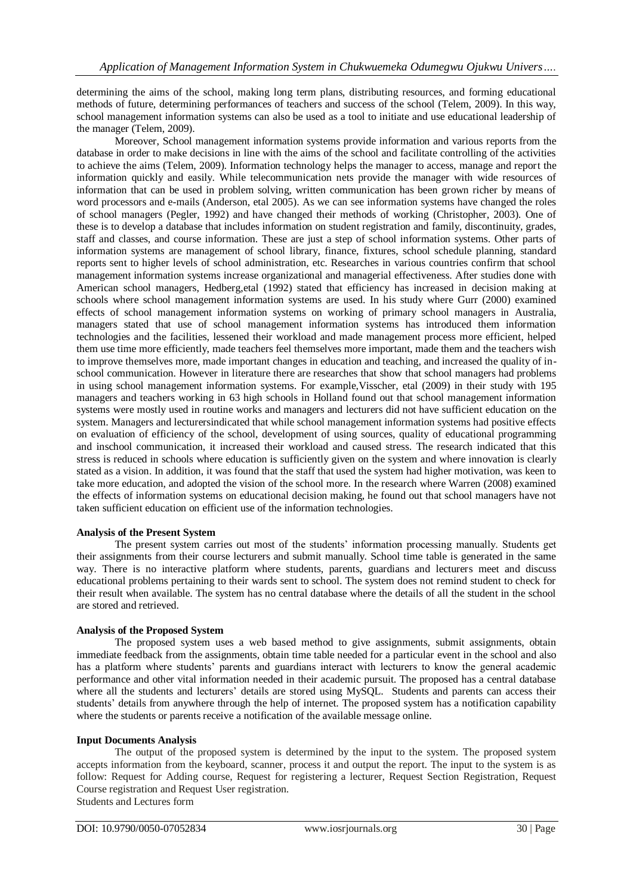determining the aims of the school, making long term plans, distributing resources, and forming educational methods of future, determining performances of teachers and success of the school (Telem, 2009). In this way, school management information systems can also be used as a tool to initiate and use educational leadership of the manager (Telem, 2009).

Moreover, School management information systems provide information and various reports from the database in order to make decisions in line with the aims of the school and facilitate controlling of the activities to achieve the aims (Telem, 2009). Information technology helps the manager to access, manage and report the information quickly and easily. While telecommunication nets provide the manager with wide resources of information that can be used in problem solving, written communication has been grown richer by means of word processors and e-mails (Anderson, etal 2005). As we can see information systems have changed the roles of school managers (Pegler, 1992) and have changed their methods of working (Christopher, 2003). One of these is to develop a database that includes information on student registration and family, discontinuity, grades, staff and classes, and course information. These are just a step of school information systems. Other parts of information systems are management of school library, finance, fixtures, school schedule planning, standard reports sent to higher levels of school administration, etc. Researches in various countries confirm that school management information systems increase organizational and managerial effectiveness. After studies done with American school managers, Hedberg,etal (1992) stated that efficiency has increased in decision making at schools where school management information systems are used. In his study where Gurr (2000) examined effects of school management information systems on working of primary school managers in Australia, managers stated that use of school management information systems has introduced them information technologies and the facilities, lessened their workload and made management process more efficient, helped them use time more efficiently, made teachers feel themselves more important, made them and the teachers wish to improve themselves more, made important changes in education and teaching, and increased the quality of in-school communication. However in literature there are researches that show that school managers had problems in using school management information systems. For example,Visscher, etal (2009) in their study with 195 managers and teachers working in 63 high schools in Holland found out that school management information systems were mostly used in routine works and managers and lecturers did not have sufficient education on the system. Managers and lecturersindicated that while school management information systems had positive effects on evaluation of efficiency of the school, development of using sources, quality of educational programming and inschool communication, it increased their workload and caused stress. The research indicated that this stress is reduced in schools where education is sufficiently given on the system and where innovation is clearly stated as a vision. In addition, it was found that the staff that used the system had higher motivation, was keen to take more education, and adopted the vision of the school more. In the research where Warren (2008) examined the effects of information systems on educational decision making, he found out that school managers have not taken sufficient education on efficient use of the information technologies.

**Analysis of the Present System**

The present system carries out most of the students' information processing manually. Students get their assignments from their course lecturers and submit manually. School time table is generated in the same way. There is no interactive platform where students, parents, guardians and lecturers meet and discuss educational problems pertaining to their wards sent to school. The system does not remind student to check for their result when available. The system has no central database where the details of all the student in the school are stored and retrieved.

**Analysis of the Proposed System**

The proposed system uses a web based method to give assignments, submit assignments, obtain immediate feedback from the assignments, obtain time table needed for a particular event in the school and also has a platform where students' parents and guardians interact with lecturers to know the general academic performance and other vital information needed in their academic pursuit. The proposed has a central database where all the students and lecturers' details are stored using MySQL. Students and parents can access their students' details from anywhere through the help of internet. The proposed system has a notification capability where the students or parents receive a notification of the available message online.

**Input Documents Analysis**

The output of the proposed system is determined by the input to the system. The proposed system accepts information from the keyboard, scanner, process it and output the report. The input to the system is as follow: Request for Adding course, Request for registering a lecturer, Request Section Registration, Request Course registration and Request User registration.

Students and Lectures form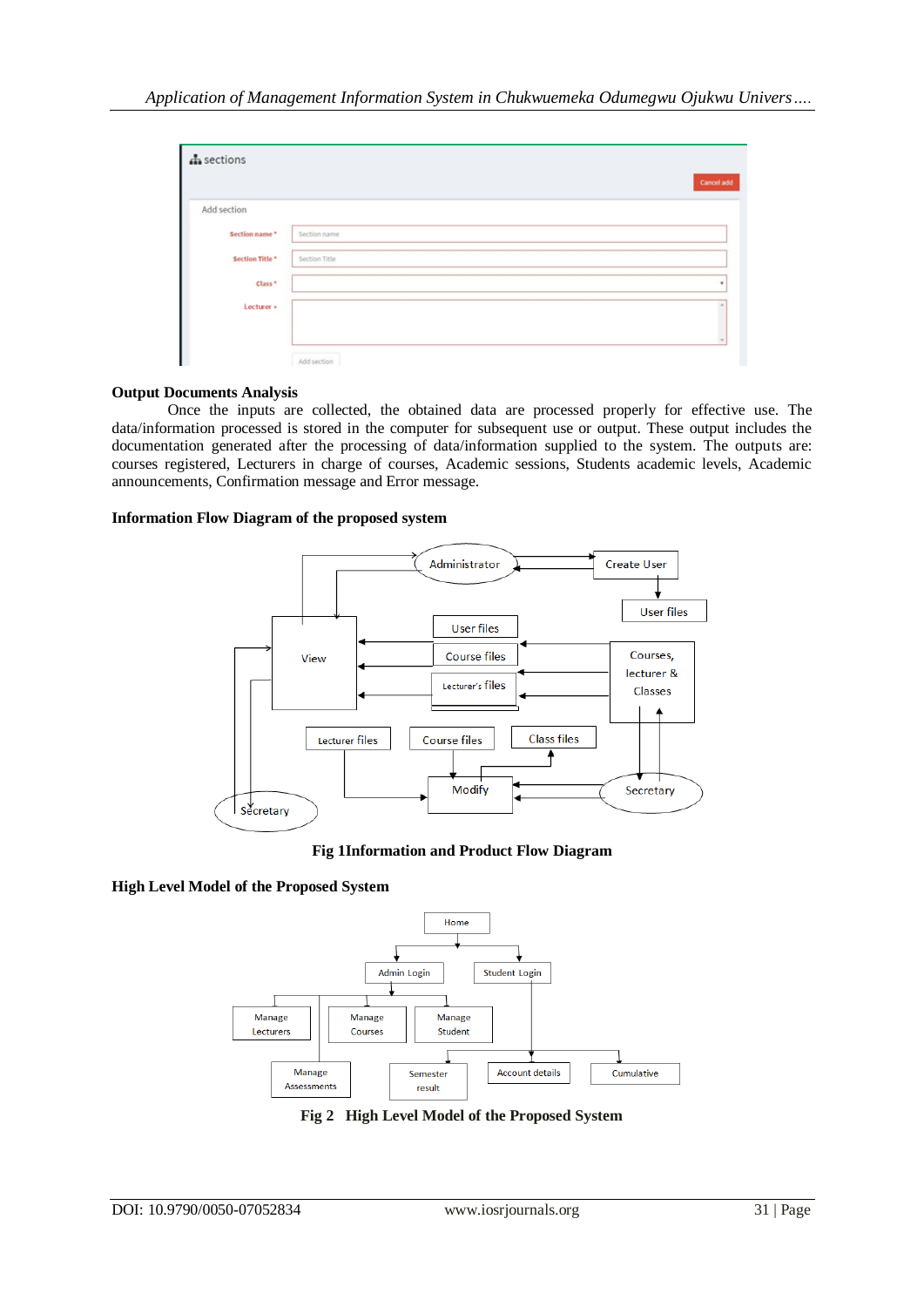**Output Documents Analysis**

Once the inputs are collected, the obtained data are processed properly for effective use. The data/information processed is stored in the computer for subsequent use or output. These output includes the documentation generated after the processing of data/information supplied to the system. The outputs are: courses registered, Lecturers in charge of courses, Academic sessions, Students academic levels, Academic announcements, Confirmation message and Error message.

**Information Flow Diagram of the proposed system**

**Fig 1Information and Product Flow Diagram**

**High Level Model of the Proposed System**

**Fig 2 High Level Model of the Proposed System**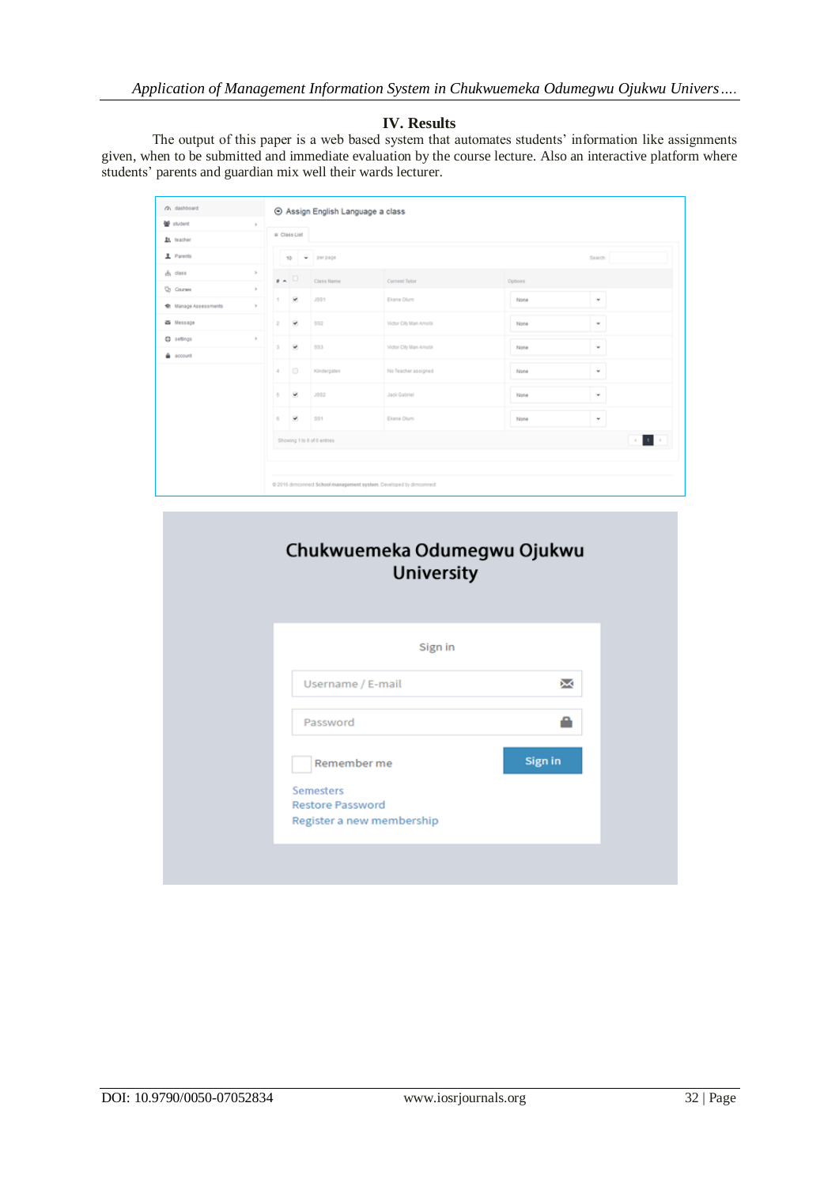## IV. Results

The output of this paper is a web based system that automates students' information like assignments given, when to be submitted and immediate evaluation by the course lecture. Also an interactive platform where students' parents and guardian mix well their wards lecturer.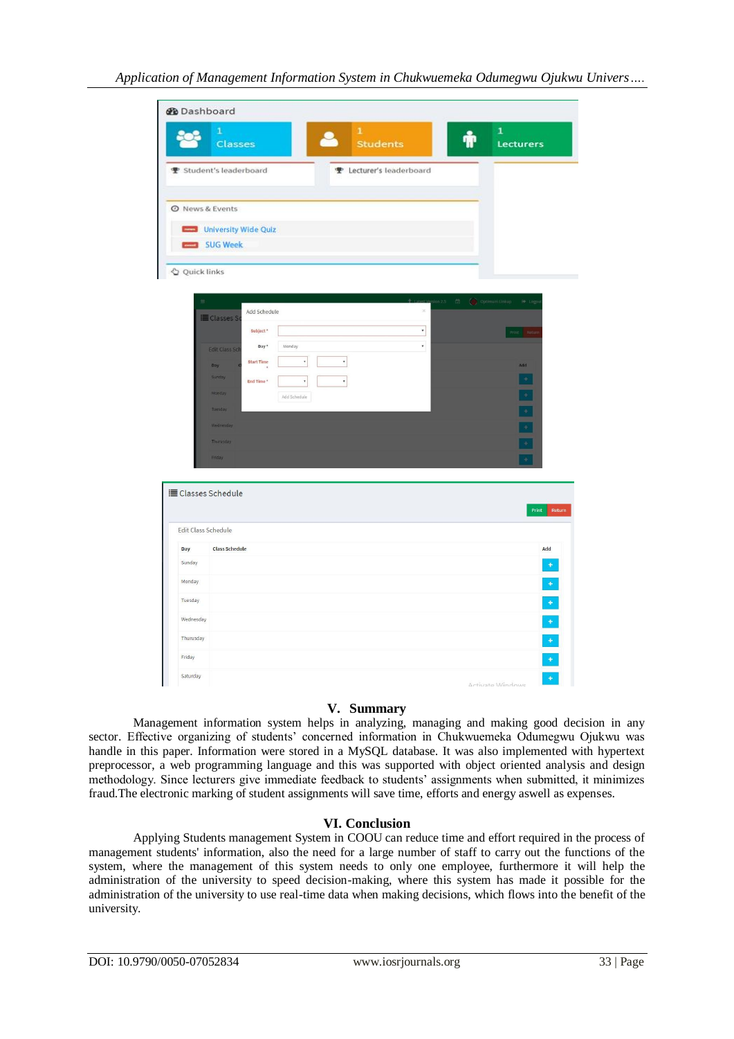## V. Summary

Management information system helps in analyzing, managing and making good decision in any sector. Effective organizing of students' concerned information in Chukwuemeka Odumegwu Ojukwu was handle in this paper. Information were stored in a MySQL database. It was also implemented with hypertext preprocessor, a web programming language and this was supported with object oriented analysis and design methodology. Since lecturers give immediate feedback to students' assignments when submitted, it minimizes fraud.The electronic marking of student assignments will save time, efforts and energy aswell as expenses.

## VI. Conclusion

Applying Students management System in COOU can reduce time and effort required in the process of management students' information, also the need for a large number of staff to carry out the functions of the system, where the management of this system needs to only one employee, furthermore it will help the administration of the university to speed decision-making, where this system has made it possible for the administration of the university to use real-time data when making decisions, which flows into the benefit of the university.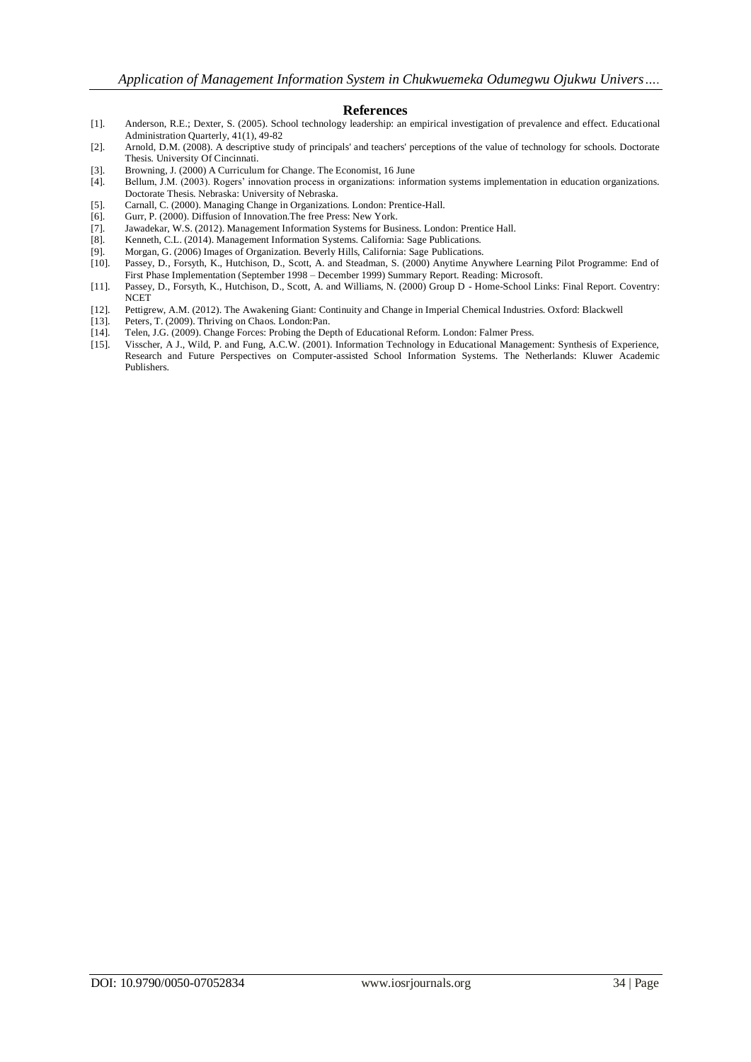## References

[1]. Anderson, R.E.; Dexter, S. (2005). School technology leadership: an empirical investigation of prevalence and effect. Educational Administration Quarterly, 41(1), 49-82

[2]. Arnold, D.M. (2008). A descriptive study of principals' and teachers' perceptions of the value of technology for schools. Doctorate Thesis. University Of Cincinnati.

[3]. Browning, J. (2000) A Curriculum for Change. The Economist, 16 June

[4]. Bellum, J.M. (2003). Rogers' innovation process in organizations: information systems implementation in education organizations. Doctorate Thesis. Nebraska: University of Nebraska.

[5]. Carnall, C. (2000). Managing Change in Organizations. London: Prentice-Hall.

[6]. Gurr, P. (2000). Diffusion of Innovation.The free Press: New York.

[7]. Jawadekar, W.S. (2012). Management Information Systems for Business. London: Prentice Hall.

[8]. Kenneth, C.L. (2014). Management Information Systems. California: Sage Publications.

[9]. Morgan, G. (2006) Images of Organization. Beverly Hills, California: Sage Publications.

[10]. Passey, D., Forsyth, K., Hutchison, D., Scott, A. and Steadman, S. (2000) Anytime Anywhere Learning Pilot Programme: End of First Phase Implementation (September 1998 – December 1999) Summary Report. Reading: Microsoft.

[11]. Passey, D., Forsyth, K., Hutchison, D., Scott, A. and Williams, N. (2000) Group D - Home-School Links: Final Report. Coventry: NCET

[12]. Pettigrew, A.M. (2012). The Awakening Giant: Continuity and Change in Imperial Chemical Industries. Oxford: Blackwell

[13]. Peters, T. (2009). Thriving on Chaos. London:Pan.

[14]. Telen, J.G. (2009). Change Forces: Probing the Depth of Educational Reform. London: Falmer Press.

[15]. Visscher, A J., Wild, P. and Fung, A.C.W. (2001). Information Technology in Educational Management: Synthesis of Experience, Research and Future Perspectives on Computer-assisted School Information Systems. The Netherlands: Kluwer Academic Publishers.